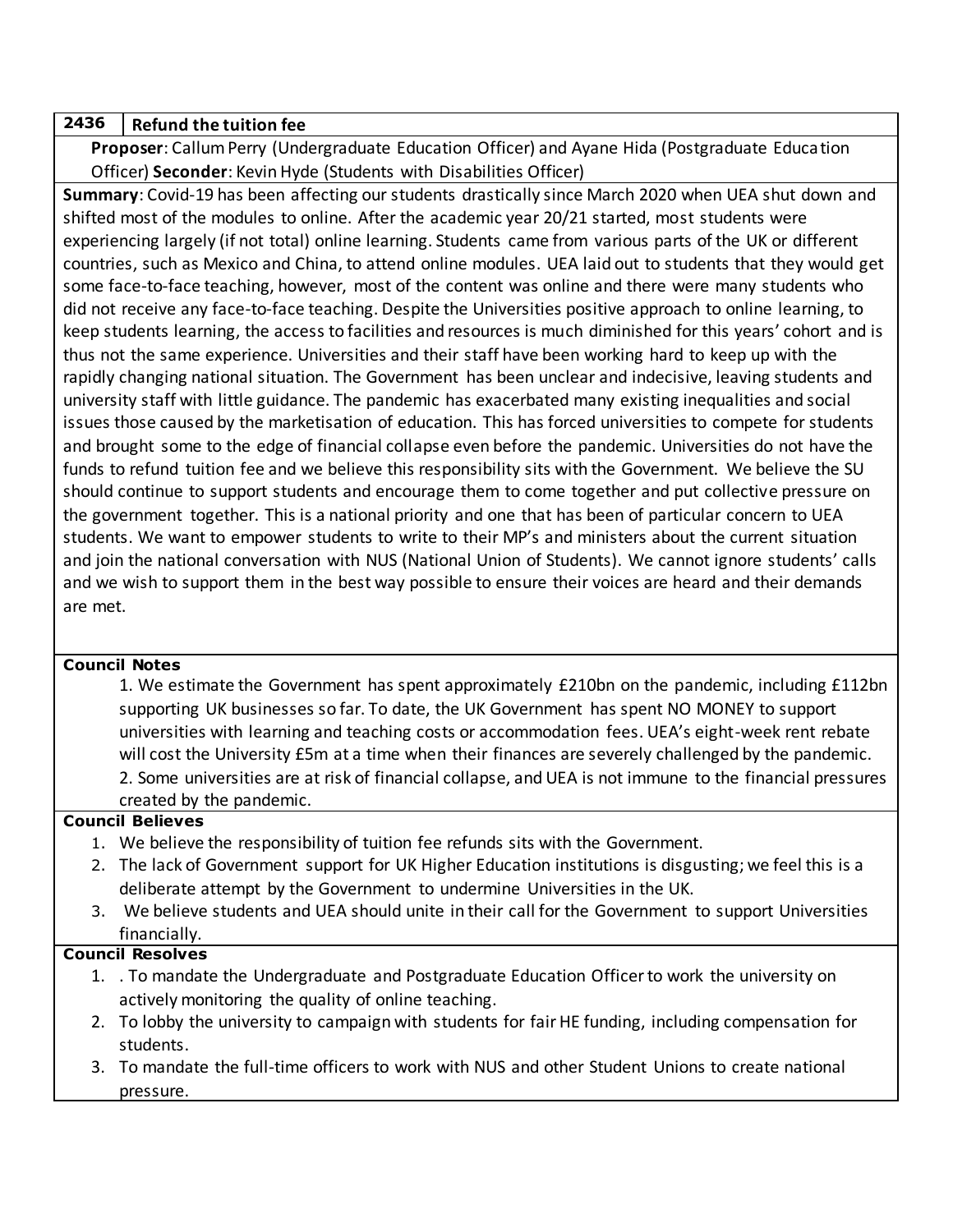## 2436 Refund the tuition fee

**Proposer**: Callum Perry (Undergraduate Education Officer) and Ayane Hida (Postgraduate Education Officer) **Seconder**: Kevin Hyde (Students with Disabilities Officer)

**Summary**: Covid-19 has been affecting our students drastically since March 2020 when UEA shut down and shifted most of the modules to online. After the academic year 20/21 started, most students were experiencing largely (if not total) online learning. Students came from various parts of the UK or different countries, such as Mexico and China, to attend online modules. UEA laid out to students that they would get some face-to-face teaching, however, most of the content was online and there were many students who did not receive any face-to-face teaching. Despite the Universities positive approach to online learning, to keep students learning, the access to facilities and resources is much diminished for this years' cohort and is thus not the same experience. Universities and their staff have been working hard to keep up with the rapidly changing national situation. The Government has been unclear and indecisive, leaving students and university staff with little guidance. The pandemic has exacerbated many existing inequalities and social issues those caused by the marketisation of education. This has forced universities to compete for students and brought some to the edge of financial collapse even before the pandemic. Universities do not have the funds to refund tuition fee and we believe this responsibility sits with the Government. We believe the SU should continue to support students and encourage them to come together and put collective pressure on the government together. This is a national priority and one that has been of particular concern to UEA students. We want to empower students to write to their MP's and ministers about the current situation and join the national conversation with NUS (National Union of Students). We cannot ignore students' calls and we wish to support them in the best way possible to ensure their voices are heard and their demands are met.

**Council Notes**

1. We estimate the Government has spent approximately £210bn on the pandemic, including £112bn supporting UK businesses so far. To date, the UK Government has spent NO MONEY to support universities with learning and teaching costs or accommodation fees. UEA's eight-week rent rebate will cost the University £5m at a time when their finances are severely challenged by the pandemic.
2. Some universities are at risk of financial collapse, and UEA is not immune to the financial pressures created by the pandemic.

**Council Believes**

1. We believe the responsibility of tuition fee refunds sits with the Government.
2. The lack of Government support for UK Higher Education institutions is disgusting; we feel this is a deliberate attempt by the Government to undermine Universities in the UK.
3. We believe students and UEA should unite in their call for the Government to support Universities financially.

**Council Resolves**

1. . To mandate the Undergraduate and Postgraduate Education Officer to work the university on actively monitoring the quality of online teaching.
2. To lobby the university to campaign with students for fair HE funding, including compensation for students.
3. To mandate the full-time officers to work with NUS and other Student Unions to create national pressure.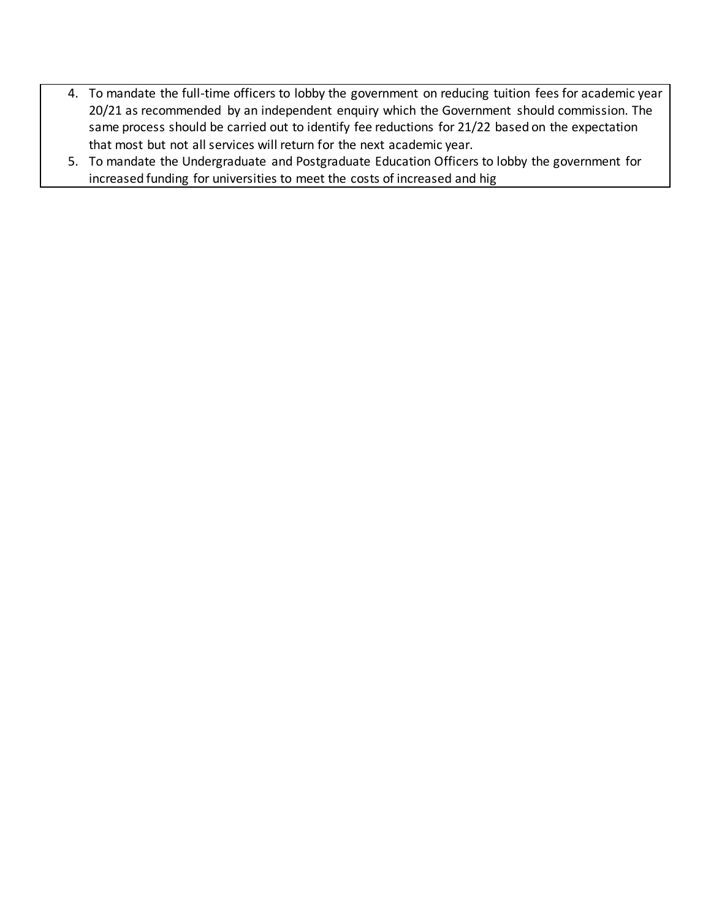4. To mandate the full-time officers to lobby the government on reducing tuition fees for academic year 20/21 as recommended by an independent enquiry which the Government should commission. The same process should be carried out to identify fee reductions for 21/22 based on the expectation that most but not all services will return for the next academic year.
5. To mandate the Undergraduate and Postgraduate Education Officers to lobby the government for increased funding for universities to meet the costs of increased and hig